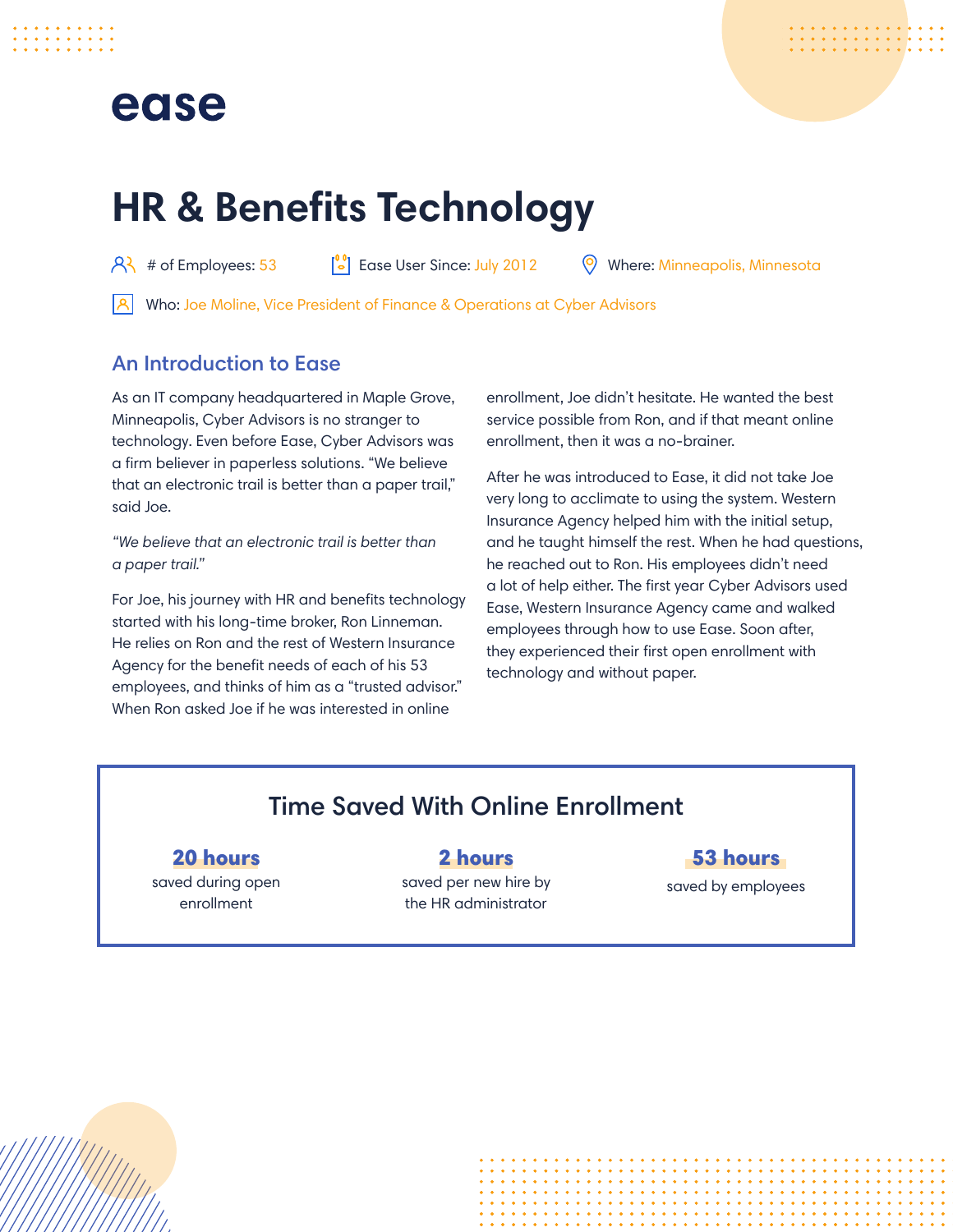ease

# HR & Benefits Technology

# of Employees: 53 | Ease User Since: July 2012 | Where: Minneapolis, Minnesota

Who: Joe Moline, Vice President of Finance & Operations at Cyber Advisors

## An Introduction to Ease

As an IT company headquartered in Maple Grove, Minneapolis, Cyber Advisors is no stranger to technology. Even before Ease, Cyber Advisors was a firm believer in paperless solutions. “We believe that an electronic trail is better than a paper trail,” said Joe.

*“We believe that an electronic trail is better than a paper trail.”*

For Joe, his journey with HR and benefits technology started with his long-time broker, Ron Linneman. He relies on Ron and the rest of Western Insurance Agency for the benefit needs of each of his 53 employees, and thinks of him as a “trusted advisor.” When Ron asked Joe if he was interested in online enrollment, Joe didn’t hesitate. He wanted the best service possible from Ron, and if that meant online enrollment, then it was a no-brainer.

After he was introduced to Ease, it did not take Joe very long to acclimate to using the system. Western Insurance Agency helped him with the initial setup, and he taught himself the rest. When he had questions, he reached out to Ron. His employees didn’t need a lot of help either. The first year Cyber Advisors used Ease, Western Insurance Agency came and walked employees through how to use Ease. Soon after, they experienced their first open enrollment with technology and without paper.

### Time Saved With Online Enrollment

**20 hours** saved during open enrollment

**2 hours** saved per new hire by the HR administrator

**53 hours** saved by employees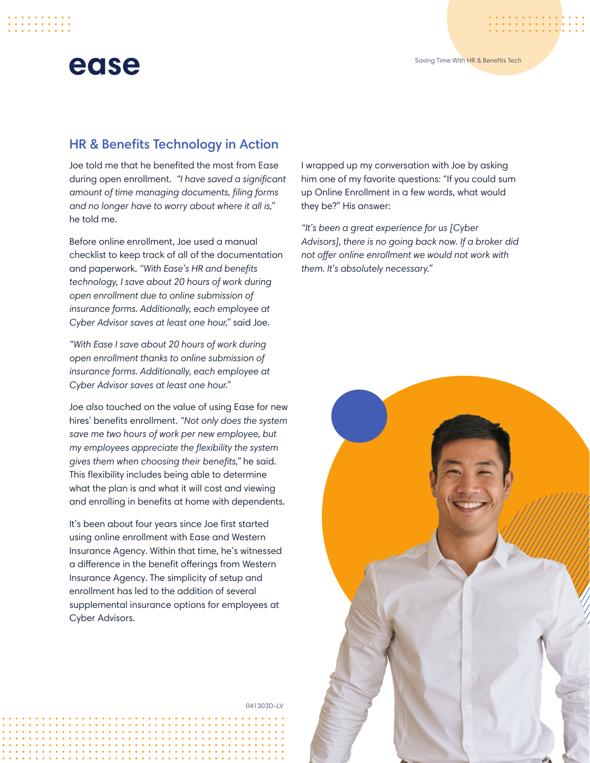## HR & Benefits Technology in Action

Joe told me that he benefited the most from Ease during open enrollment. *"I have saved a significant amount of time managing documents, filing forms and no longer have to worry about where it all is,"* he told me.

Before online enrollment, Joe used a manual checklist to keep track of all of the documentation and paperwork. *"With Ease's HR and benefits technology, I save about 20 hours of work during open enrollment due to online submission of insurance forms. Additionally, each employee at Cyber Advisor saves at least one hour,"* said Joe.

*"With Ease I save about 20 hours of work during open enrollment thanks to online submission of insurance forms. Additionally, each employee at Cyber Advisor saves at least one hour."*

Joe also touched on the value of using Ease for new hires' benefits enrollment. *"Not only does the system save me two hours of work per new employee, but my employees appreciate the flexibility the system gives them when choosing their benefits,"* he said. This flexibility includes being able to determine what the plan is and what it will cost and viewing and enrolling in benefits at home with dependents.

It's been about four years since Joe first started using online enrollment with Ease and Western Insurance Agency. Within that time, he's witnessed a difference in the benefit offerings from Western Insurance Agency. The simplicity of setup and enrollment has led to the addition of several supplemental insurance options for employees at Cyber Advisors.

I wrapped up my conversation with Joe by asking him one of my favorite questions: "If you could sum up Online Enrollment in a few words, what would they be?" His answer:

*"It's been a great experience for us [Cyber Advisors], there is no going back now. If a broker did not offer online enrollment we would not work with them. It's absolutely necessary."*

041303D-LV